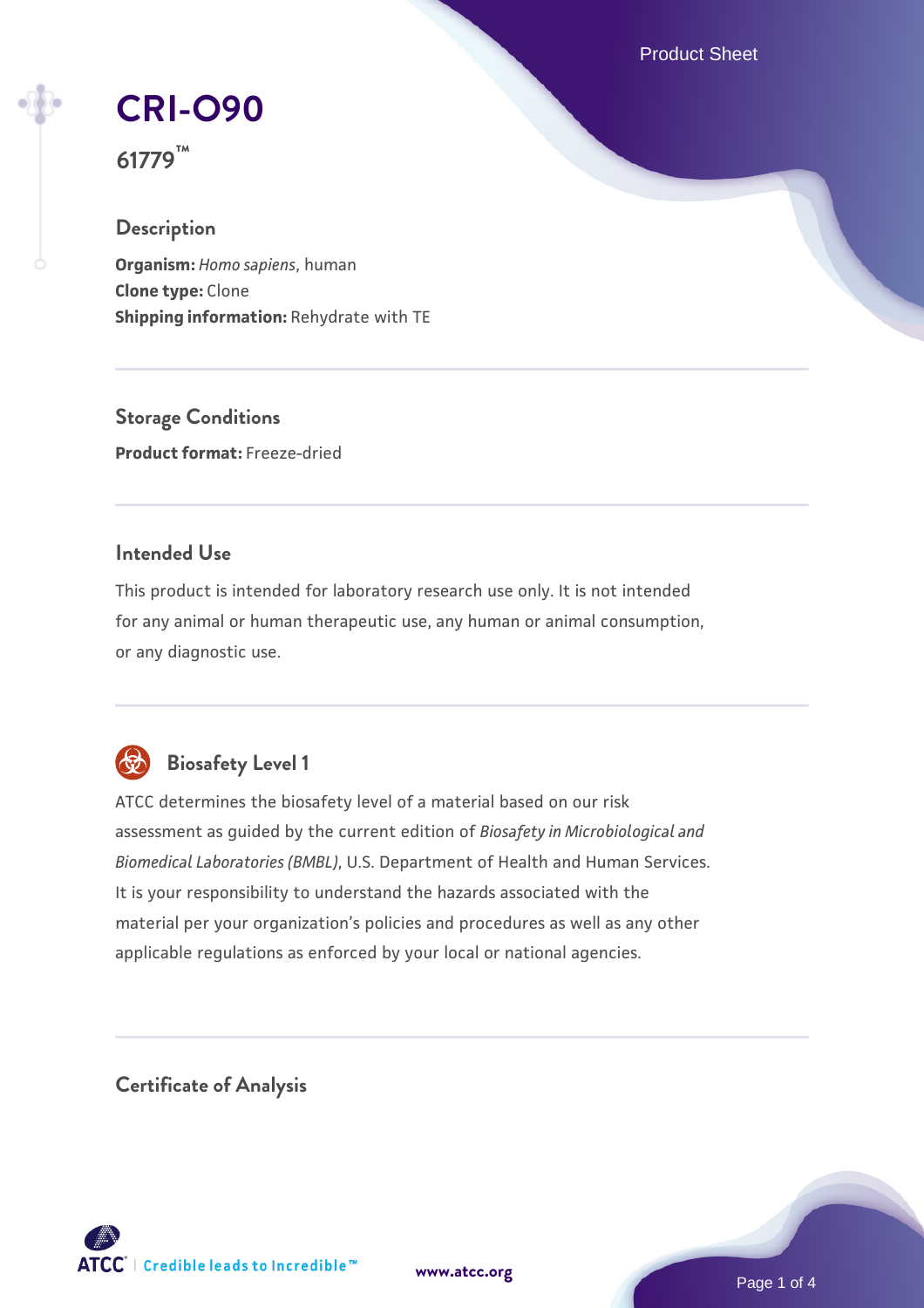# CRI-O90

## 61779™

### Description

**Organism:** *Homo sapiens*, human
**Clone type:** Clone
**Shipping information:** Rehydrate with TE

### Storage Conditions

**Product format:** Freeze-dried

### Intended Use

This product is intended for laboratory research use only. It is not intended for any animal or human therapeutic use, any human or animal consumption, or any diagnostic use.

### Biosafety Level 1

ATCC determines the biosafety level of a material based on our risk assessment as guided by the current edition of *Biosafety in Microbiological and Biomedical Laboratories (BMBL)*, U.S. Department of Health and Human Services. It is your responsibility to understand the hazards associated with the material per your organization's policies and procedures as well as any other applicable regulations as enforced by your local or national agencies.

### Certificate of Analysis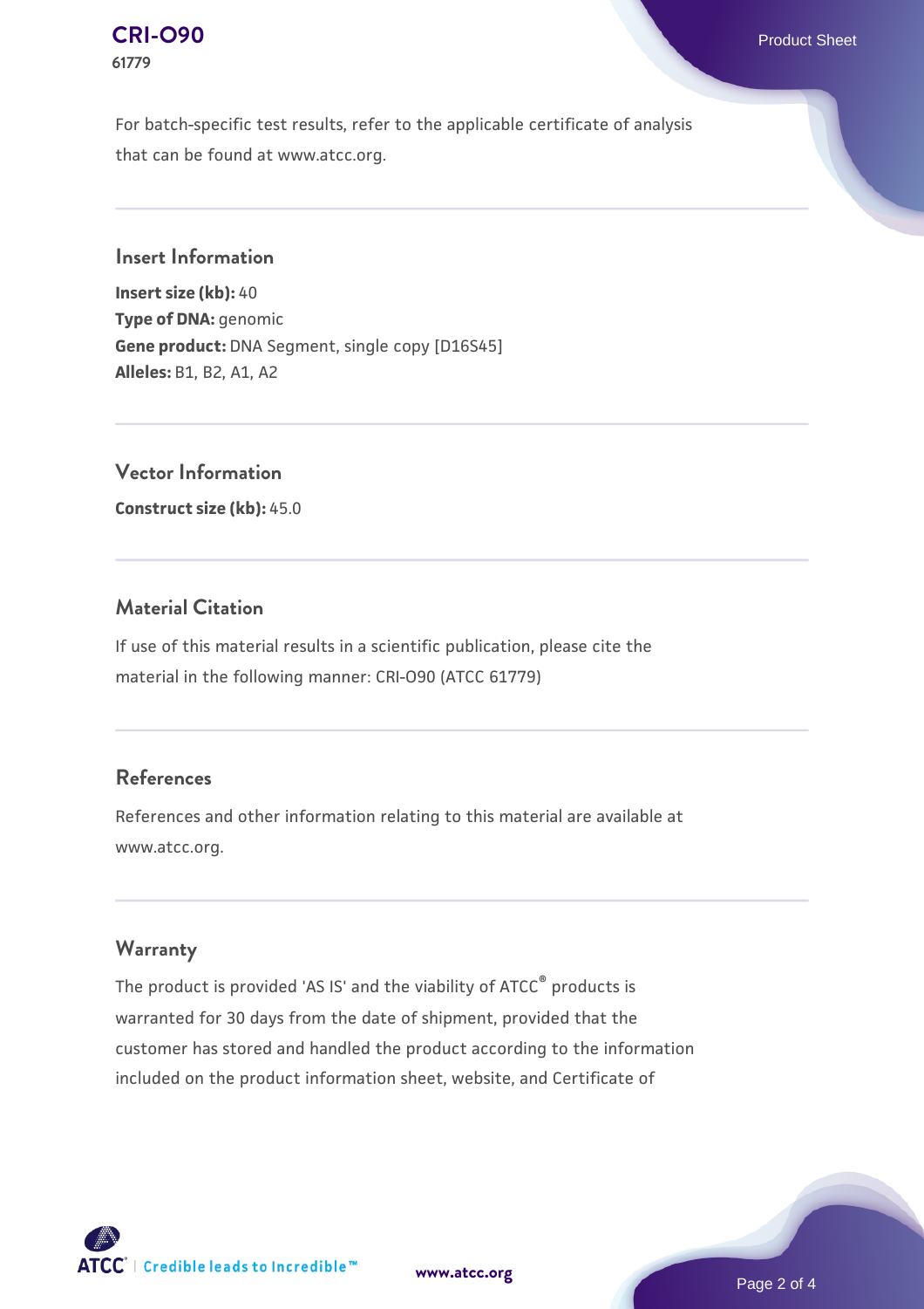For batch-specific test results, refer to the applicable certificate of analysis that can be found at www.atcc.org.

## Insert Information

**Insert size (kb):** 40
**Type of DNA:** genomic
**Gene product:** DNA Segment, single copy [D16S45]
**Alleles:** B1, B2, A1, A2

## Vector Information

**Construct size (kb):** 45.0

## Material Citation

If use of this material results in a scientific publication, please cite the material in the following manner: CRI-O90 (ATCC 61779)

## References

References and other information relating to this material are available at www.atcc.org.

## Warranty

The product is provided 'AS IS' and the viability of ATCC® products is warranted for 30 days from the date of shipment, provided that the customer has stored and handled the product according to the information included on the product information sheet, website, and Certificate of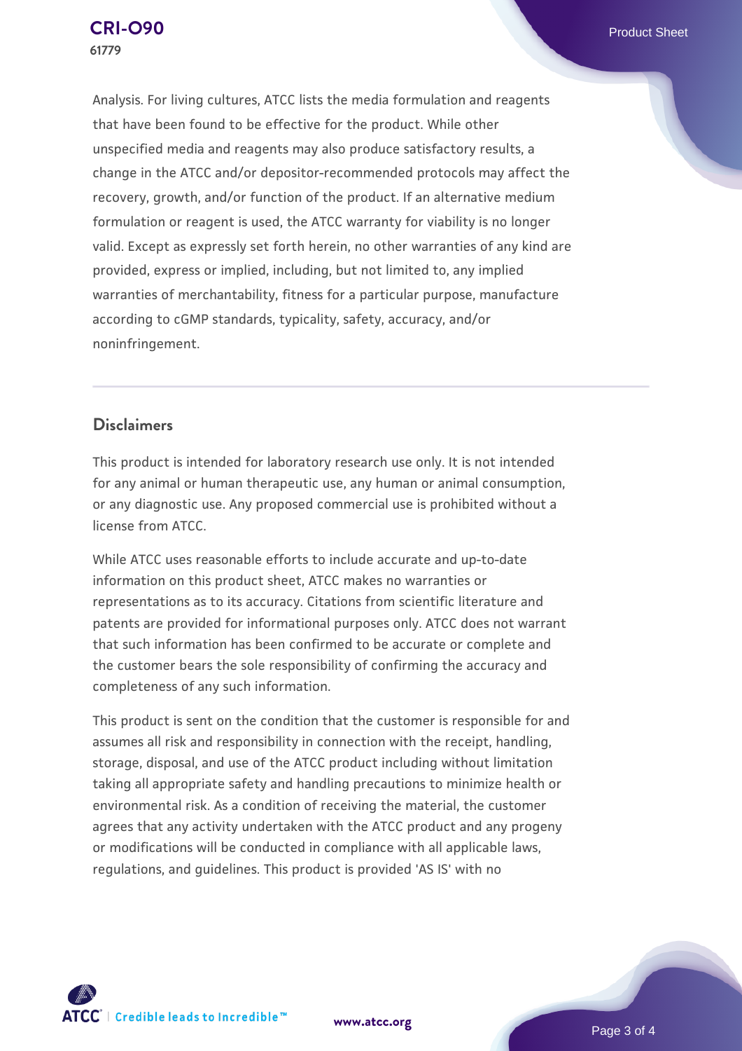Analysis. For living cultures, ATCC lists the media formulation and reagents that have been found to be effective for the product. While other unspecified media and reagents may also produce satisfactory results, a change in the ATCC and/or depositor-recommended protocols may affect the recovery, growth, and/or function of the product. If an alternative medium formulation or reagent is used, the ATCC warranty for viability is no longer valid. Except as expressly set forth herein, no other warranties of any kind are provided, express or implied, including, but not limited to, any implied warranties of merchantability, fitness for a particular purpose, manufacture according to cGMP standards, typicality, safety, accuracy, and/or noninfringement.

## Disclaimers

This product is intended for laboratory research use only. It is not intended for any animal or human therapeutic use, any human or animal consumption, or any diagnostic use. Any proposed commercial use is prohibited without a license from ATCC.

While ATCC uses reasonable efforts to include accurate and up-to-date information on this product sheet, ATCC makes no warranties or representations as to its accuracy. Citations from scientific literature and patents are provided for informational purposes only. ATCC does not warrant that such information has been confirmed to be accurate or complete and the customer bears the sole responsibility of confirming the accuracy and completeness of any such information.

This product is sent on the condition that the customer is responsible for and assumes all risk and responsibility in connection with the receipt, handling, storage, disposal, and use of the ATCC product including without limitation taking all appropriate safety and handling precautions to minimize health or environmental risk. As a condition of receiving the material, the customer agrees that any activity undertaken with the ATCC product and any progeny or modifications will be conducted in compliance with all applicable laws, regulations, and guidelines. This product is provided 'AS IS' with no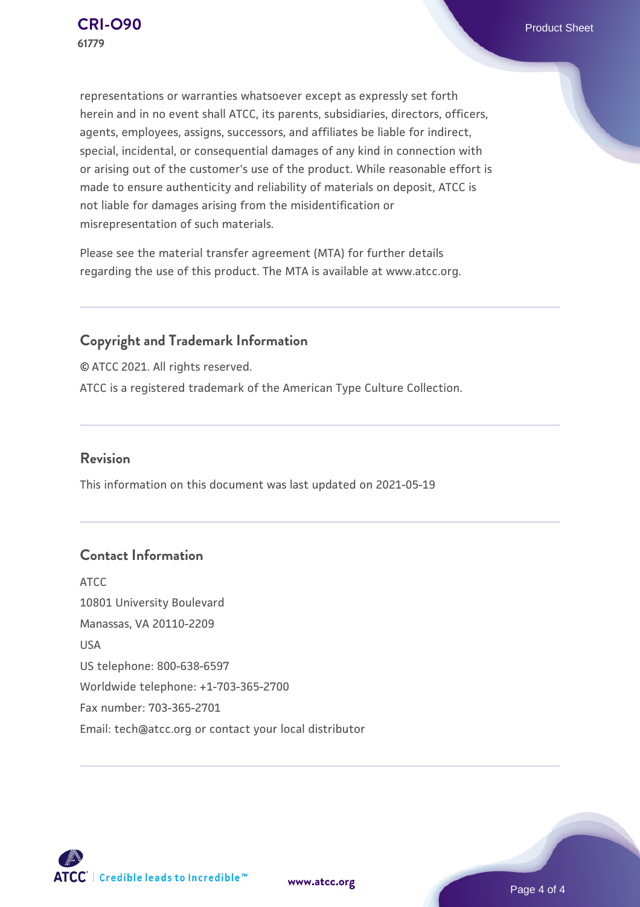representations or warranties whatsoever except as expressly set forth herein and in no event shall ATCC, its parents, subsidiaries, directors, officers, agents, employees, assigns, successors, and affiliates be liable for indirect, special, incidental, or consequential damages of any kind in connection with or arising out of the customer's use of the product. While reasonable effort is made to ensure authenticity and reliability of materials on deposit, ATCC is not liable for damages arising from the misidentification or misrepresentation of such materials.

Please see the material transfer agreement (MTA) for further details regarding the use of this product. The MTA is available at www.atcc.org.

## Copyright and Trademark Information

© ATCC 2021. All rights reserved.

ATCC is a registered trademark of the American Type Culture Collection.

## Revision

This information on this document was last updated on 2021-05-19

## Contact Information

ATCC
10801 University Boulevard
Manassas, VA 20110-2209
USA
US telephone: 800-638-6597
Worldwide telephone: +1-703-365-2700
Fax number: 703-365-2701
Email: tech@atcc.org or contact your local distributor